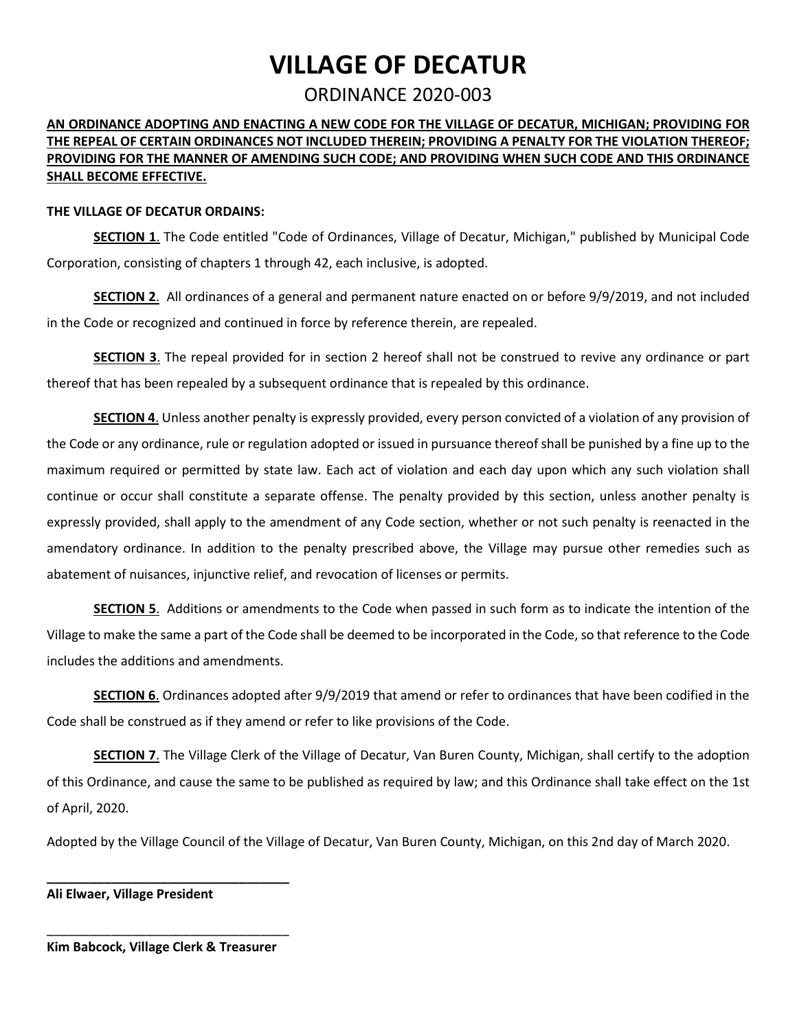# VILLAGE OF DECATUR

## ORDINANCE 2020-003

**AN ORDINANCE ADOPTING AND ENACTING A NEW CODE FOR THE VILLAGE OF DECATUR, MICHIGAN; PROVIDING FOR THE REPEAL OF CERTAIN ORDINANCES NOT INCLUDED THEREIN; PROVIDING A PENALTY FOR THE VIOLATION THEREOF; PROVIDING FOR THE MANNER OF AMENDING SUCH CODE; AND PROVIDING WHEN SUCH CODE AND THIS ORDINANCE SHALL BECOME EFFECTIVE.**

**THE VILLAGE OF DECATUR ORDAINS:**

**SECTION 1**. The Code entitled "Code of Ordinances, Village of Decatur, Michigan," published by Municipal Code Corporation, consisting of chapters 1 through 42, each inclusive, is adopted.

**SECTION 2**. All ordinances of a general and permanent nature enacted on or before 9/9/2019, and not included in the Code or recognized and continued in force by reference therein, are repealed.

**SECTION 3**. The repeal provided for in section 2 hereof shall not be construed to revive any ordinance or part thereof that has been repealed by a subsequent ordinance that is repealed by this ordinance.

**SECTION 4**. Unless another penalty is expressly provided, every person convicted of a violation of any provision of the Code or any ordinance, rule or regulation adopted or issued in pursuance thereof shall be punished by a fine up to the maximum required or permitted by state law. Each act of violation and each day upon which any such violation shall continue or occur shall constitute a separate offense. The penalty provided by this section, unless another penalty is expressly provided, shall apply to the amendment of any Code section, whether or not such penalty is reenacted in the amendatory ordinance. In addition to the penalty prescribed above, the Village may pursue other remedies such as abatement of nuisances, injunctive relief, and revocation of licenses or permits.

**SECTION 5**. Additions or amendments to the Code when passed in such form as to indicate the intention of the Village to make the same a part of the Code shall be deemed to be incorporated in the Code, so that reference to the Code includes the additions and amendments.

**SECTION 6**. Ordinances adopted after 9/9/2019 that amend or refer to ordinances that have been codified in the Code shall be construed as if they amend or refer to like provisions of the Code.

**SECTION 7**. The Village Clerk of the Village of Decatur, Van Buren County, Michigan, shall certify to the adoption of this Ordinance, and cause the same to be published as required by law; and this Ordinance shall take effect on the 1st of April, 2020.

Adopted by the Village Council of the Village of Decatur, Van Buren County, Michigan, on this 2nd day of March 2020.

\_\_\_\_\_\_\_\_\_\_\_\_\_\_\_\_\_\_\_\_\_\_\_\_\_\_\_\_\_\_\_\_\_\_

**Ali Elwaer, Village President**

\_\_\_\_\_\_\_\_\_\_\_\_\_\_\_\_\_\_\_\_\_\_\_\_\_\_\_\_\_\_\_\_\_\_

**Kim Babcock, Village Clerk & Treasurer**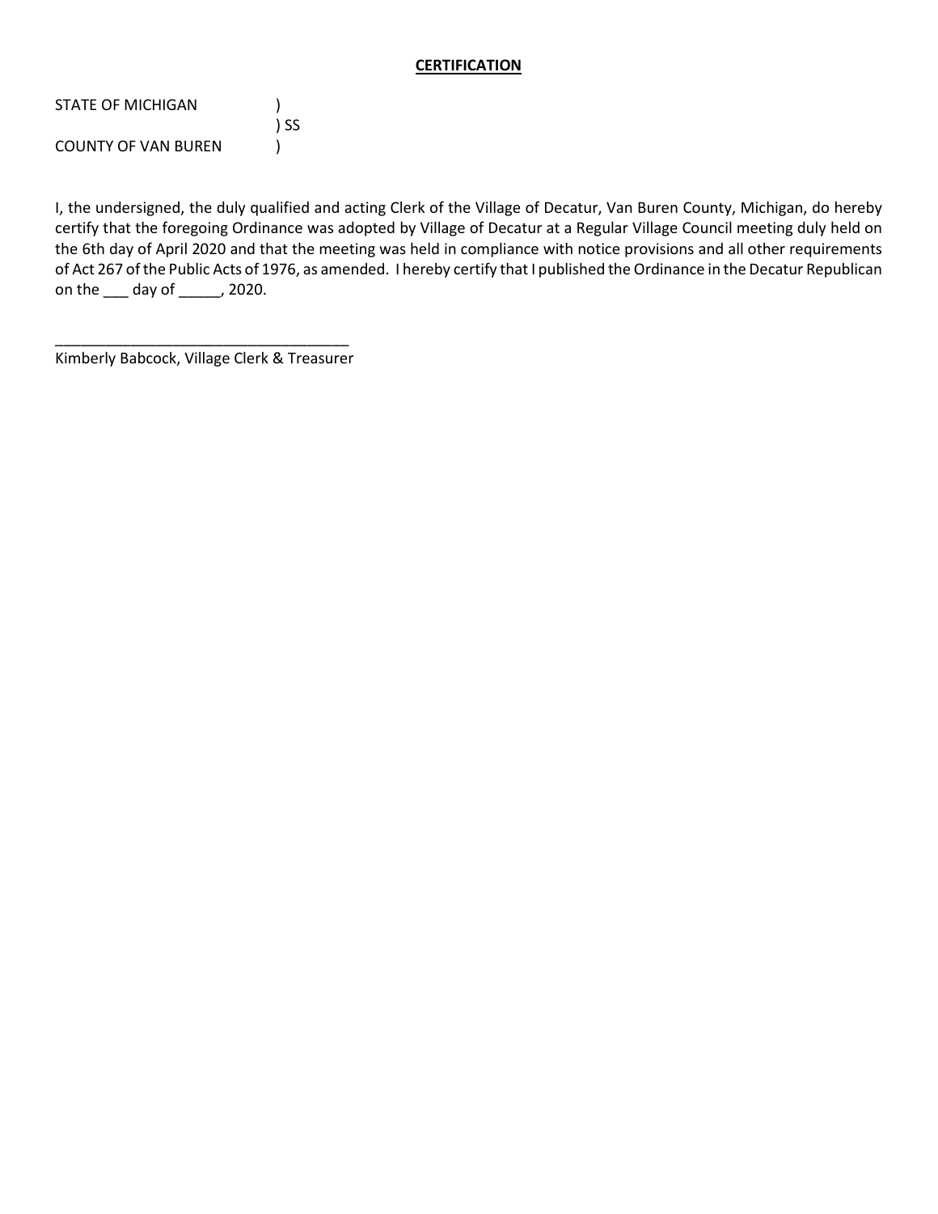**CERTIFICATION**

STATE OF MICHIGAN )
) SS
COUNTY OF VAN BUREN )

I, the undersigned, the duly qualified and acting Clerk of the Village of Decatur, Van Buren County, Michigan, do hereby certify that the foregoing Ordinance was adopted by Village of Decatur at a Regular Village Council meeting duly held on the 6th day of April 2020 and that the meeting was held in compliance with notice provisions and all other requirements of Act 267 of the Public Acts of 1976, as amended. I hereby certify that I published the Ordinance in the Decatur Republican on the ___ day of _____, 2020.

___________________________________
Kimberly Babcock, Village Clerk & Treasurer